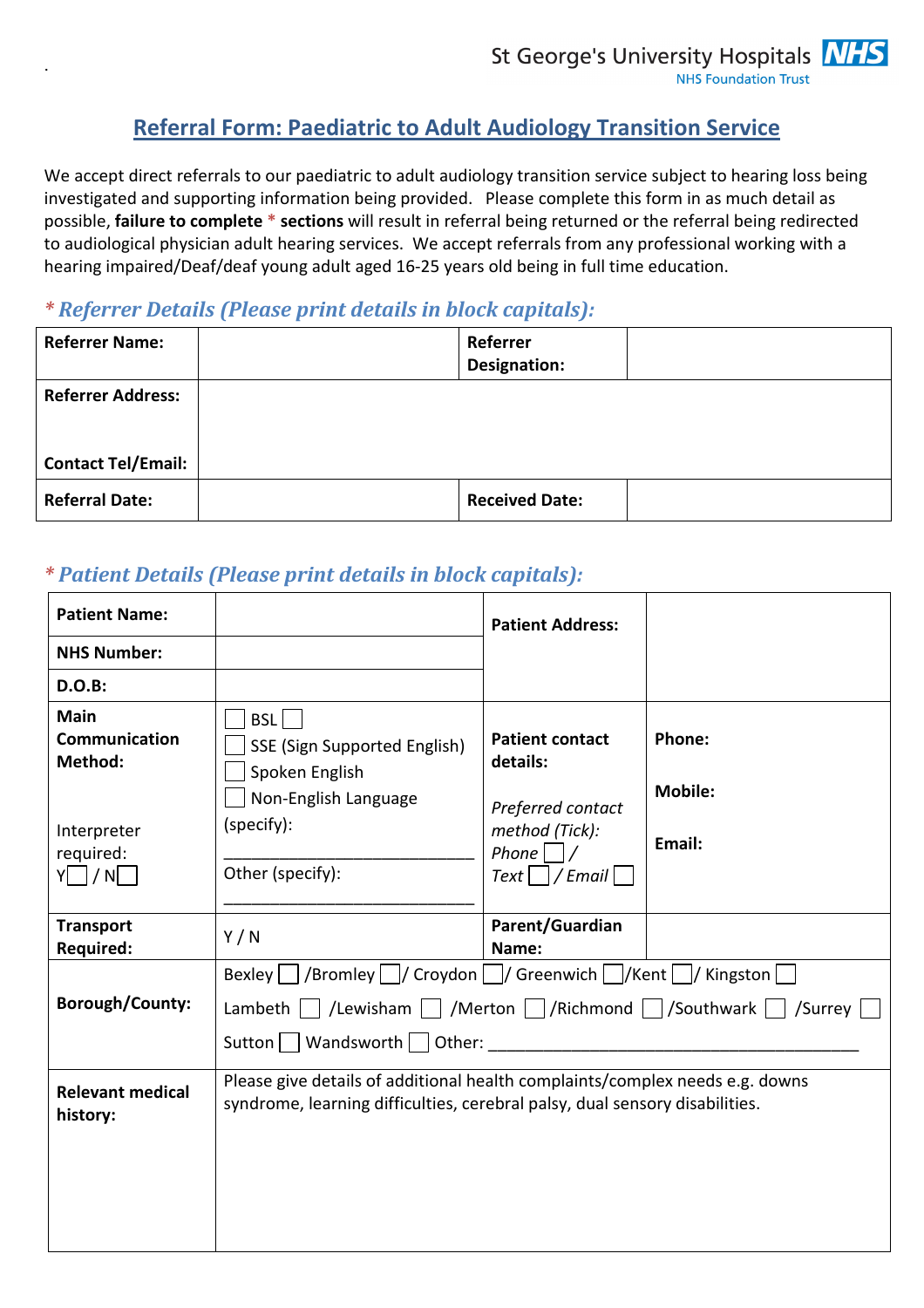St George's University Hospitals NHS Foundation Trust

# Referral Form: Paediatric to Adult Audiology Transition Service

We accept direct referrals to our paediatric to adult audiology transition service subject to hearing loss being investigated and supporting information being provided. Please complete this form in as much detail as possible, **failure to complete** * **sections** will result in referral being returned or the referral being redirected to audiological physician adult hearing services. We accept referrals from any professional working with a hearing impaired/Deaf/deaf young adult aged 16-25 years old being in full time education.

## * *Referrer Details (Please print details in block capitals):*

| **Referrer Name:** | | **Referrer Designation:** | |
|---|---|---|---|
| **Referrer Address:**<br><br>**Contact Tel/Email:** | | | |
| **Referral Date:** | | **Received Date:** | |

## * *Patient Details (Please print details in block capitals):*

| **Patient Name:** | | **Patient Address:** | |
|---|---|---|---|
| **NHS Number:** | | | |
| **D.O.B:** | | | |
| **Main Communication Method:**<br><br>Interpreter required:<br>Y☐ / N☐ | ☐ BSL ☐<br>☐ SSE (Sign Supported English)<br>☐ Spoken English<br>☐ Non-English Language (specify):<br>______________________<br>Other (specify):<br>______________________ | **Patient contact details:**<br><br>*Preferred contact method (Tick):*<br>*Phone* ☐ / *Text* ☐ / *Email* ☐ | **Phone:**<br><br>**Mobile:**<br><br>**Email:** |
| **Transport Required:** | Y / N | **Parent/Guardian Name:** | |
| **Borough/County:** | Bexley ☐ /Bromley ☐/ Croydon ☐/ Greenwich ☐/Kent ☐/ Kingston ☐<br>Lambeth ☐ /Lewisham ☐ /Merton ☐ /Richmond ☐ /Southwark ☐ /Surrey ☐<br>Sutton ☐ Wandsworth ☐ Other: ______________________ | | |
| **Relevant medical history:** | Please give details of additional health complaints/complex needs e.g. downs syndrome, learning difficulties, cerebral palsy, dual sensory disabilities. | | |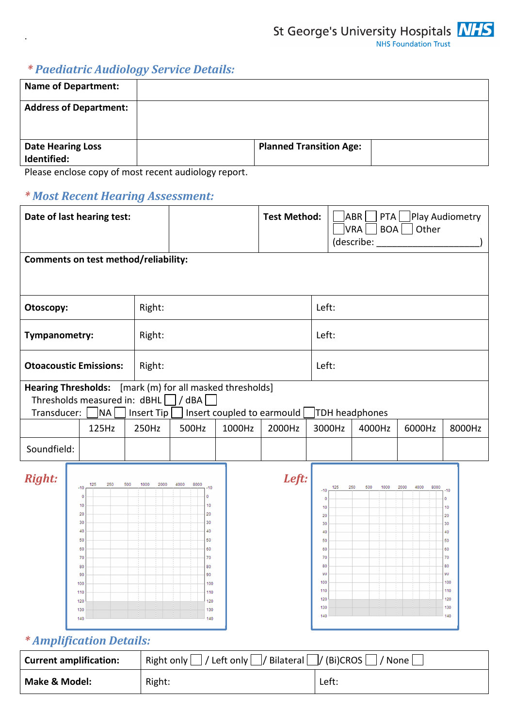## * *Paediatric Audiology Service Details:*

| **Name of Department:** | | | |
|---|---|---|---|
| **Address of Department:** | | | |
| **Date Hearing Loss Identified:** | | **Planned Transition Age:** | |

Please enclose copy of most recent audiology report.

## * *Most Recent Hearing Assessment:*

| **Date of last hearing test:** | | **Test Method:** | ☐ABR ☐ PTA ☐Play Audiometry ☐VRA ☐ BOA ☐ Other (describe: ____________________) |
|---|---|---|---|
| **Comments on test method/reliability:** | | | |

| **Otoscopy:** | Right: | Left: |
|---|---|---|
| **Tympanometry:** | Right: | Left: |
| **Otoacoustic Emissions:** | Right: | Left: |

**Hearing Thresholds:** [mark (m) for all masked thresholds]
Thresholds measured in: dBHL ☐ / dBA ☐
Transducer: ☐NA ☐ Insert Tip ☐ Insert coupled to earmould ☐TDH headphones

| | 125Hz | 250Hz | 500Hz | 1000Hz | 2000Hz | 3000Hz | 4000Hz | 6000Hz | 8000Hz |
|---|---|---|---|---|---|---|---|---|---|
| Soundfield: | | | | | | | | | |

***Right:***

***Left:***

## * *Amplification Details:*

| **Current amplification:** | Right only ☐ / Left only ☐/ Bilateral ☐/ (Bi)CROS ☐ / None ☐ | |
|---|---|---|
| **Make & Model:** | Right: | Left: |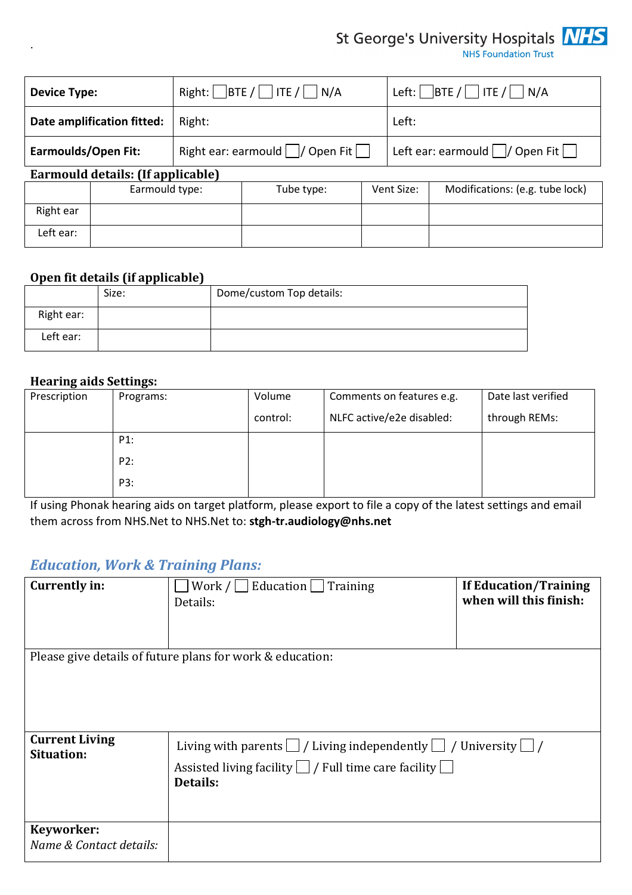| Device Type: | Right: ☐ BTE / ☐ ITE / ☐ N/A | Left: ☐ BTE / ☐ ITE / ☐ N/A |
|---|---|---|
| Date amplification fitted: | Right: | Left: |
| Earmoulds/Open Fit: | Right ear: earmould ☐ / Open Fit ☐ | Left ear: earmould ☐ / Open Fit ☐ |

**Earmould details: (If applicable)**

| | Earmould type: | Tube type: | Vent Size: | Modifications: (e.g. tube lock) |
|---|---|---|---|---|
| Right ear | | | | |
| Left ear: | | | | |

**Open fit details (if applicable)**

| | Size: | Dome/custom Top details: |
|---|---|---|
| Right ear: | | |
| Left ear: | | |

**Hearing aids Settings:**

| Prescription | Programs: | Volume control: | Comments on features e.g. NLFC active/e2e disabled: | Date last verified through REMs: |
|---|---|---|---|---|
| | P1:<br>P2:<br>P3: | | | |

If using Phonak hearing aids on target platform, please export to file a copy of the latest settings and email them across from NHS.Net to NHS.Net to: **stgh-tr.audiology@nhs.net**

## *Education, Work & Training Plans:*

| **Currently in:** | ☐ Work / ☐ Education ☐ Training<br>Details: | **If Education/Training when will this finish:** |
|---|---|---|
| Please give details of future plans for work & education: | | |
| **Current Living Situation:** | Living with parents ☐ / Living independently ☐ / University ☐ /<br>Assisted living facility ☐ / Full time care facility ☐<br>**Details:** | |
| **Keyworker:**<br>*Name & Contact details:* | | |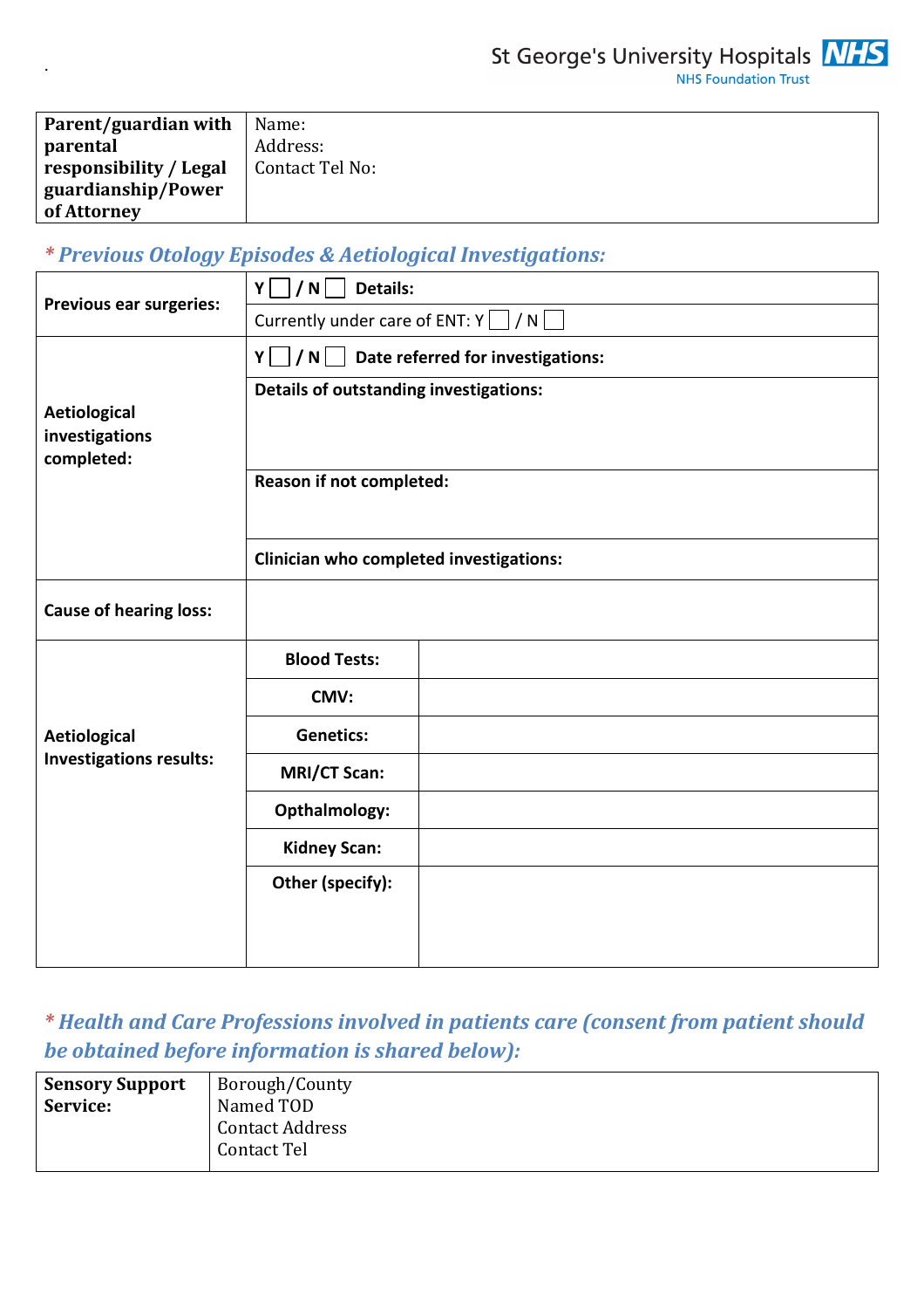| Parent/guardian with parental responsibility / Legal guardianship/Power of Attorney | Name:<br>Address:<br>Contact Tel No: |
|---|---|

## *\* Previous Otology Episodes & Aetiological Investigations:*

| | | |
|---|---|---|
| **Previous ear surgeries:** | **Y ☐ / N ☐ Details:** | |
| | Currently under care of ENT: Y ☐ / N ☐ | |
| **Aetiological investigations completed:** | **Y ☐ / N ☐ Date referred for investigations:** | |
| | **Details of outstanding investigations:** | |
| | **Reason if not completed:** | |
| | **Clinician who completed investigations:** | |
| **Cause of hearing loss:** | | |
| **Aetiological Investigations results:** | **Blood Tests:** | |
| | **CMV:** | |
| | **Genetics:** | |
| | **MRI/CT Scan:** | |
| | **Opthalmology:** | |
| | **Kidney Scan:** | |
| | **Other (specify):** | |

## *\* Health and Care Professions involved in patients care (consent from patient should be obtained before information is shared below):*

| Sensory Support Service: | Borough/County<br>Named TOD<br>Contact Address<br>Contact Tel |
|---|---|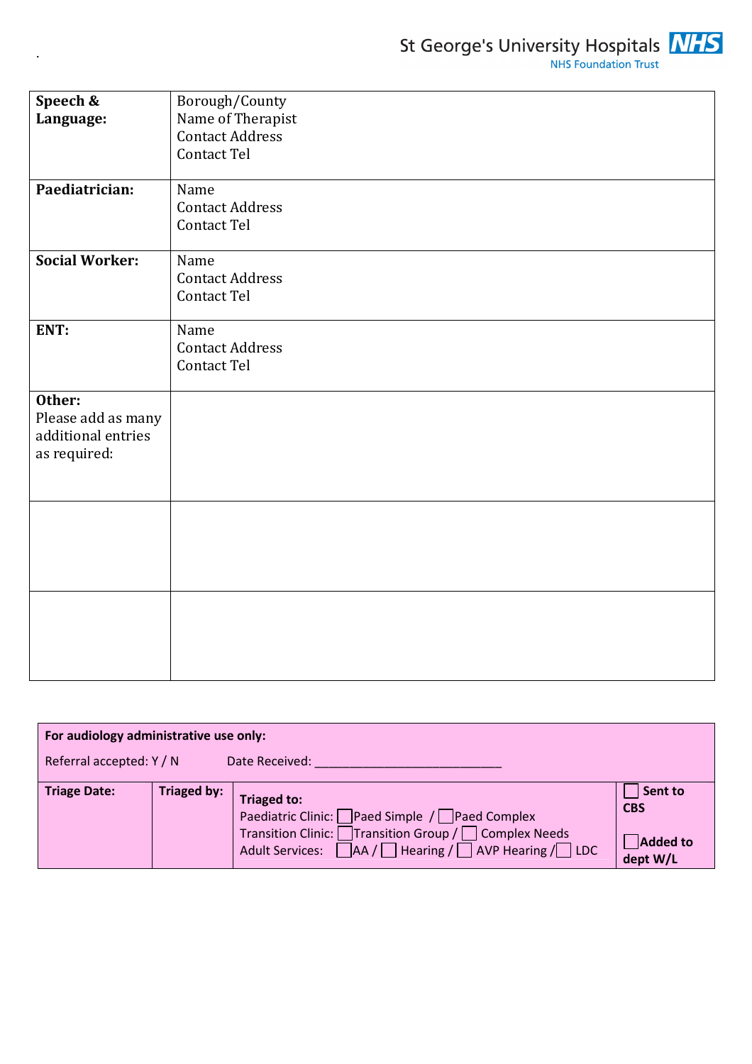St George's University Hospitals NHS Foundation Trust

| | |
|---|---|
| **Speech & Language:** | Borough/County<br>Name of Therapist<br>Contact Address<br>Contact Tel |
| **Paediatrician:** | Name<br>Contact Address<br>Contact Tel |
| **Social Worker:** | Name<br>Contact Address<br>Contact Tel |
| **ENT:** | Name<br>Contact Address<br>Contact Tel |
| **Other:**<br>Please add as many additional entries as required: | |
| | |
| | |

**For audiology administrative use only:**

Referral accepted: Y / N Date Received: ___________________________

| **Triage Date:** | **Triaged by:** | **Triaged to:** | |
|---|---|---|---|
| | | Paediatric Clinic: ☐ Paed Simple / ☐ Paed Complex<br>Transition Clinic: ☐ Transition Group / ☐ Complex Needs<br>Adult Services: ☐ AA / ☐ Hearing / ☐ AVP Hearing / ☐ LDC | ☐ **Sent to CBS**<br><br>☐ **Added to dept W/L** |